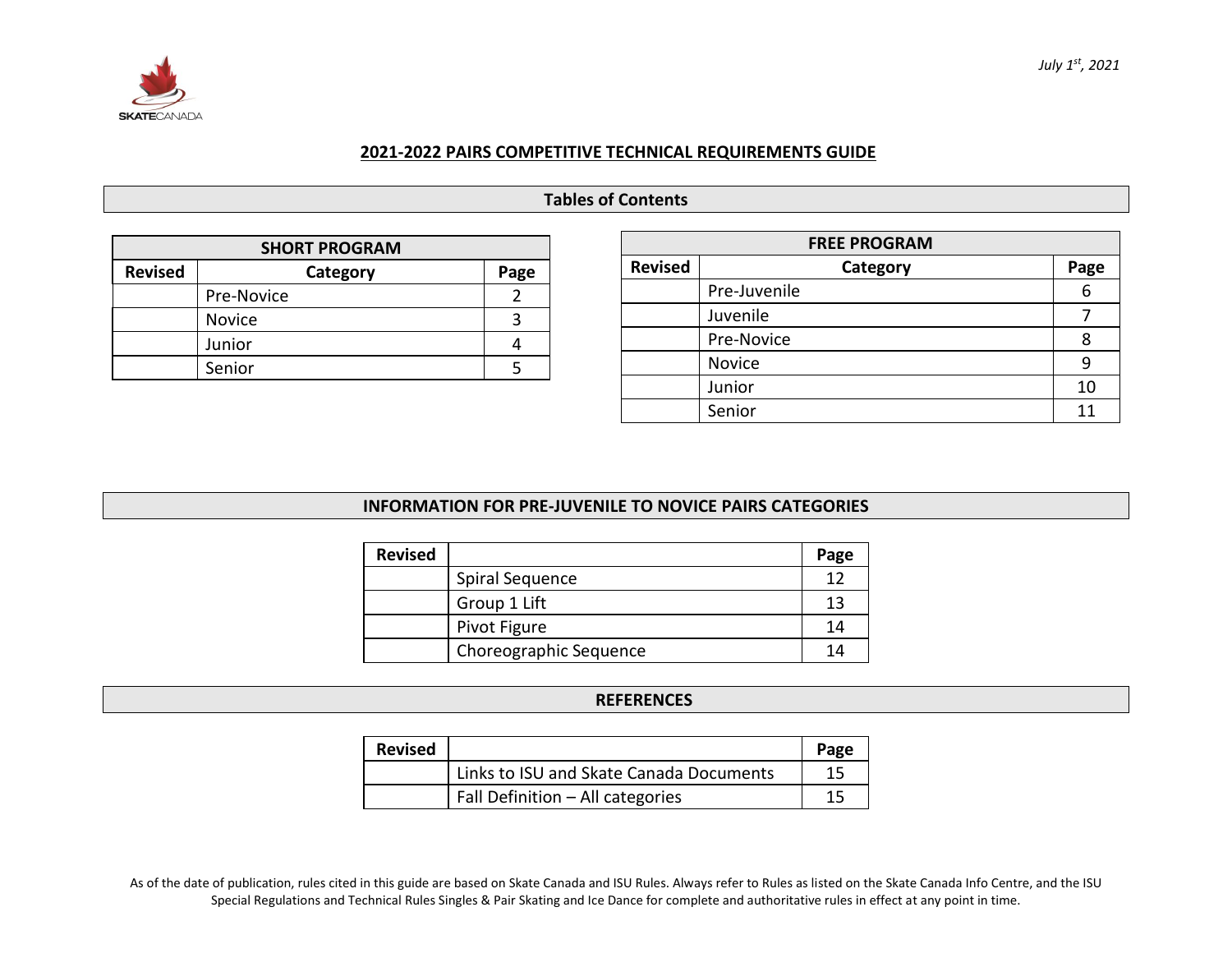*July 1st, 2021*

# 2021-2022 PAIRS COMPETITIVE TECHNICAL REQUIREMENTS GUIDE

## Tables of Contents

| SHORT PROGRAM | | |
|---|---|---|
| **Revised** | **Category** | **Page** |
| | Pre-Novice | 2 |
| | Novice | 3 |
| | Junior | 4 |
| | Senior | 5 |

| FREE PROGRAM | | |
|---|---|---|
| **Revised** | **Category** | **Page** |
| | Pre-Juvenile | 6 |
| | Juvenile | 7 |
| | Pre-Novice | 8 |
| | Novice | 9 |
| | Junior | 10 |
| | Senior | 11 |

## INFORMATION FOR PRE-JUVENILE TO NOVICE PAIRS CATEGORIES

| Revised | | Page |
|---|---|---|
| | Spiral Sequence | 12 |
| | Group 1 Lift | 13 |
| | Pivot Figure | 14 |
| | Choreographic Sequence | 14 |

## REFERENCES

| Revised | | Page |
|---|---|---|
| | Links to ISU and Skate Canada Documents | 15 |
| | Fall Definition – All categories | 15 |

As of the date of publication, rules cited in this guide are based on Skate Canada and ISU Rules. Always refer to Rules as listed on the Skate Canada Info Centre, and the ISU Special Regulations and Technical Rules Singles & Pair Skating and Ice Dance for complete and authoritative rules in effect at any point in time.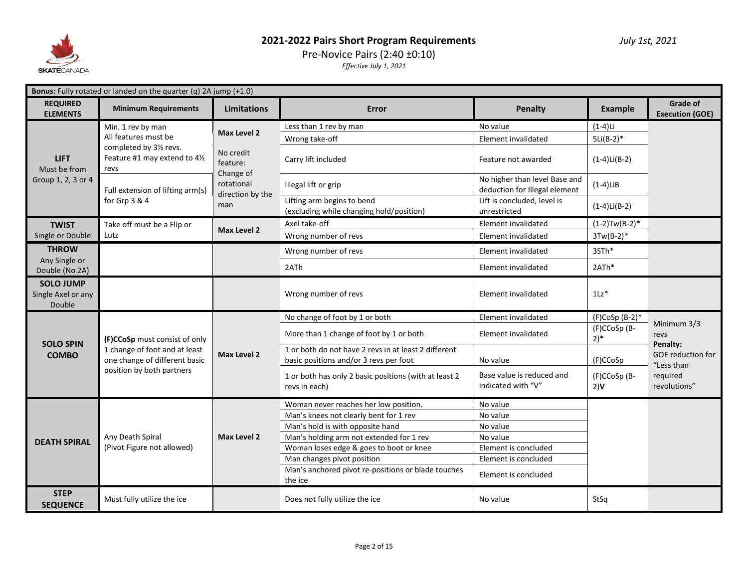# 2021-2022 Pairs Short Program Requirements

July 1st, 2021

Pre-Novice Pairs (2:40 ±0:10)

*Effective July 1, 2021*

**Bonus:** Fully rotated or landed on the quarter (q) 2A jump (+1.0)

| REQUIRED ELEMENTS | Minimum Requirements | Limitations | Error | Penalty | Example | Grade of Execution (GOE) |
|---|---|---|---|---|---|---|
| **LIFT** Must be from Group 1, 2, 3 or 4 | Min. 1 rev by man<br>All features must be completed by 3½ revs. Feature #1 may extend to 4½ revs | **Max Level 2**<br>No credit feature: Change of rotational direction by the man | Less than 1 rev by man | No value | (1-4)Li | |
| | | | Wrong take-off | Element invalidated | 5Li(B-2)* | |
| | | | Carry lift included | Feature not awarded | (1-4)Li(B-2) | |
| | Full extension of lifting arm(s) for Grp 3 & 4 | | Illegal lift or grip | No higher than level Base and deduction for Illegal element | (1-4)LiB | |
| | | | Lifting arm begins to bend (excluding while changing hold/position) | Lift is concluded, level is unrestricted | (1-4)Li(B-2) | |
| **TWIST** Single or Double | Take off must be a Flip or Lutz | **Max Level 2** | Axel take-off | Element invalidated | (1-2)Tw(B-2)* | |
| | | | Wrong number of revs | Element invalidated | 3Tw(B-2)* | |
| **THROW** Any Single or Double (No 2A) | | | Wrong number of revs | Element invalidated | 3STh* | |
| | | | 2ATh | Element invalidated | 2ATh* | |
| **SOLO JUMP** Single Axel or any Double | | | Wrong number of revs | Element invalidated | 1Lz* | |
| **SOLO SPIN COMBO** | **(F)CCoSp** must consist of only 1 change of foot and at least one change of different basic position by both partners | **Max Level 2** | No change of foot by 1 or both | Element invalidated | (F)CoSp (B-2)* | Minimum 3/3 revs<br>**Penalty:** GOE reduction for "Less than required revolutions" |
| | | | More than 1 change of foot by 1 or both | Element invalidated | (F)CCoSp (B-2)* | |
| | | | 1 or both do not have 2 revs in at least 2 different basic positions and/or 3 revs per foot | No value | (F)CCoSp | |
| | | | 1 or both has only 2 basic positions (with at least 2 revs in each) | Base value is reduced and indicated with "V" | (F)CCoSp (B-2)**V** | |
| **DEATH SPIRAL** | Any Death Spiral (Pivot Figure not allowed) | **Max Level 2** | Woman never reaches her low position. | No value | | |
| | | | Man's knees not clearly bent for 1 rev | No value | | |
| | | | Man's hold is with opposite hand | No value | | |
| | | | Man's holding arm not extended for 1 rev | No value | | |
| | | | Woman loses edge & goes to boot or knee | Element is concluded | | |
| | | | Man changes pivot position | Element is concluded | | |
| | | | Man's anchored pivot re-positions or blade touches the ice | Element is concluded | | |
| **STEP SEQUENCE** | Must fully utilize the ice | | Does not fully utilize the ice | No value | StSq | |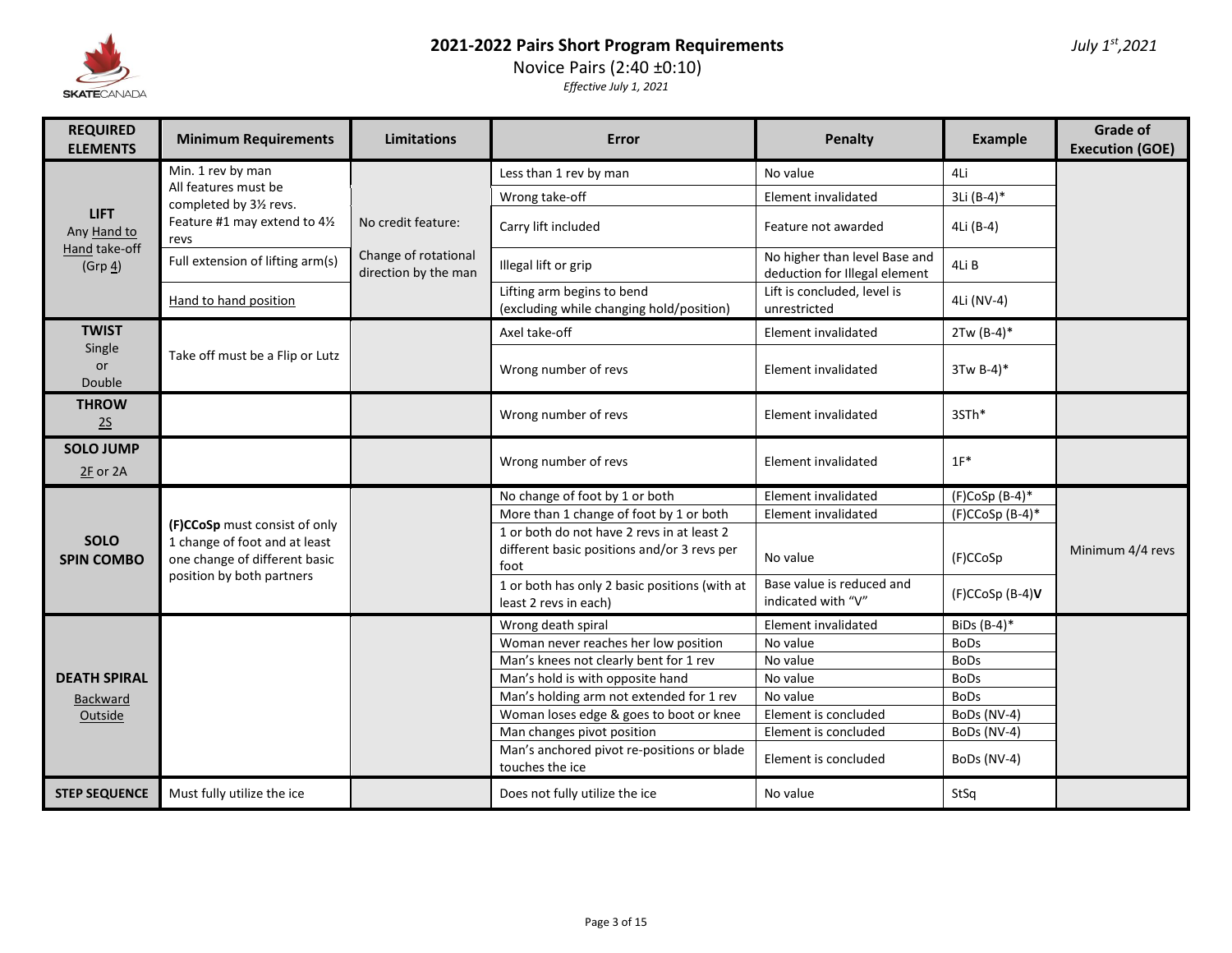# 2021-2022 Pairs Short Program Requirements

Novice Pairs (2:40 ±0:10)

*Effective July 1, 2021*

*July 1st, 2021*

| REQUIRED ELEMENTS | Minimum Requirements | Limitations | Error | Penalty | Example | Grade of Execution (GOE) |
|---|---|---|---|---|---|---|
| **LIFT** Any Hand to Hand take-off (Grp 4) | Min. 1 rev by man All features must be completed by 3½ revs. Feature #1 may extend to 4½ revs | No credit feature: Change of rotational direction by the man | Less than 1 rev by man | No value | 4Li | |
| | | | Wrong take-off | Element invalidated | 3Li (B-4)* | |
| | | | Carry lift included | Feature not awarded | 4Li (B-4) | |
| | Full extension of lifting arm(s) | | Illegal lift or grip | No higher than level Base and deduction for Illegal element | 4Li B | |
| | Hand to hand position | | Lifting arm begins to bend (excluding while changing hold/position) | Lift is concluded, level is unrestricted | 4Li (NV-4) | |
| **TWIST** Single or Double | Take off must be a Flip or Lutz | | Axel take-off | Element invalidated | 2Tw (B-4)* | |
| | | | Wrong number of revs | Element invalidated | 3Tw B-4)* | |
| **THROW** 2S | | | Wrong number of revs | Element invalidated | 3STh* | |
| **SOLO JUMP** 2F or 2A | | | Wrong number of revs | Element invalidated | 1F* | |
| **SOLO SPIN COMBO** | **(F)CCoSp** must consist of only 1 change of foot and at least one change of different basic position by both partners | | No change of foot by 1 or both | Element invalidated | (F)CoSp (B-4)* | Minimum 4/4 revs |
| | | | More than 1 change of foot by 1 or both | Element invalidated | (F)CCoSp (B-4)* | |
| | | | 1 or both do not have 2 revs in at least 2 different basic positions and/or 3 revs per foot | No value | (F)CCoSp | |
| | | | 1 or both has only 2 basic positions (with at least 2 revs in each) | Base value is reduced and indicated with "V" | (F)CCoSp (B-4)**V** | |
| **DEATH SPIRAL** Backward Outside | | | Wrong death spiral | Element invalidated | BiDs (B-4)* | |
| | | | Woman never reaches her low position | No value | BoDs | |
| | | | Man's knees not clearly bent for 1 rev | No value | BoDs | |
| | | | Man's hold is with opposite hand | No value | BoDs | |
| | | | Man's holding arm not extended for 1 rev | No value | BoDs | |
| | | | Woman loses edge & goes to boot or knee | Element is concluded | BoDs (NV-4) | |
| | | | Man changes pivot position | Element is concluded | BoDs (NV-4) | |
| | | | Man's anchored pivot re-positions or blade touches the ice | Element is concluded | BoDs (NV-4) | |
| **STEP SEQUENCE** | Must fully utilize the ice | | Does not fully utilize the ice | No value | StSq | |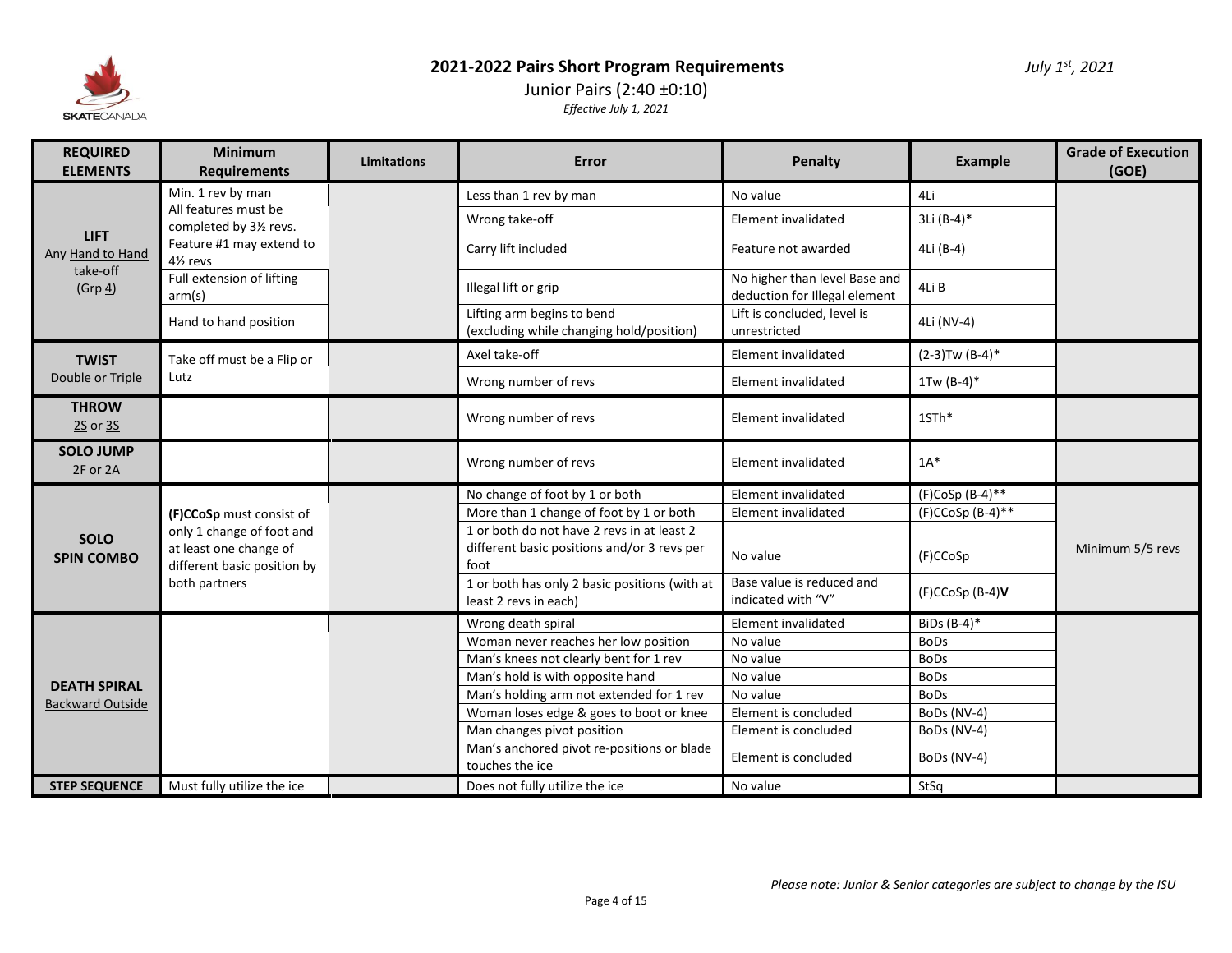# 2021-2022 Pairs Short Program Requirements

Junior Pairs (2:40 ±0:10)

*Effective July 1, 2021*

*July 1st, 2021*

| REQUIRED ELEMENTS | Minimum Requirements | Limitations | Error | Penalty | Example | Grade of Execution (GOE) |
|---|---|---|---|---|---|---|
| **LIFT** Any Hand to Hand take-off (Grp 4) | Min. 1 rev by man<br>All features must be completed by 3½ revs. Feature #1 may extend to 4½ revs | | Less than 1 rev by man | No value | 4Li | |
| | | | Wrong take-off | Element invalidated | 3Li (B-4)* | |
| | | | Carry lift included | Feature not awarded | 4Li (B-4) | |
| | Full extension of lifting arm(s) | | Illegal lift or grip | No higher than level Base and deduction for Illegal element | 4Li B | |
| | Hand to hand position | | Lifting arm begins to bend (excluding while changing hold/position) | Lift is concluded, level is unrestricted | 4Li (NV-4) | |
| **TWIST** Double or Triple | Take off must be a Flip or Lutz | | Axel take-off | Element invalidated | (2-3)Tw (B-4)* | |
| | | | Wrong number of revs | Element invalidated | 1Tw (B-4)* | |
| **THROW** 2S or 3S | | | Wrong number of revs | Element invalidated | 1STh* | |
| **SOLO JUMP** 2F or 2A | | | Wrong number of revs | Element invalidated | 1A* | |
| **SOLO SPIN COMBO** | **(F)CCoSp** must consist of only 1 change of foot and at least one change of different basic position by both partners | | No change of foot by 1 or both | Element invalidated | (F)CoSp (B-4)** | Minimum 5/5 revs |
| | | | More than 1 change of foot by 1 or both | Element invalidated | (F)CCoSp (B-4)** | |
| | | | 1 or both do not have 2 revs in at least 2 different basic positions and/or 3 revs per foot | No value | (F)CCoSp | |
| | | | 1 or both has only 2 basic positions (with at least 2 revs in each) | Base value is reduced and indicated with "V" | (F)CCoSp (B-4)**V** | |
| **DEATH SPIRAL** Backward Outside | | | Wrong death spiral | Element invalidated | BiDs (B-4)* | |
| | | | Woman never reaches her low position | No value | BoDs | |
| | | | Man's knees not clearly bent for 1 rev | No value | BoDs | |
| | | | Man's hold is with opposite hand | No value | BoDs | |
| | | | Man's holding arm not extended for 1 rev | No value | BoDs | |
| | | | Woman loses edge & goes to boot or knee | Element is concluded | BoDs (NV-4) | |
| | | | Man changes pivot position | Element is concluded | BoDs (NV-4) | |
| | | | Man's anchored pivot re-positions or blade touches the ice | Element is concluded | BoDs (NV-4) | |
| **STEP SEQUENCE** | Must fully utilize the ice | | Does not fully utilize the ice | No value | StSq | |

*Please note: Junior & Senior categories are subject to change by the ISU*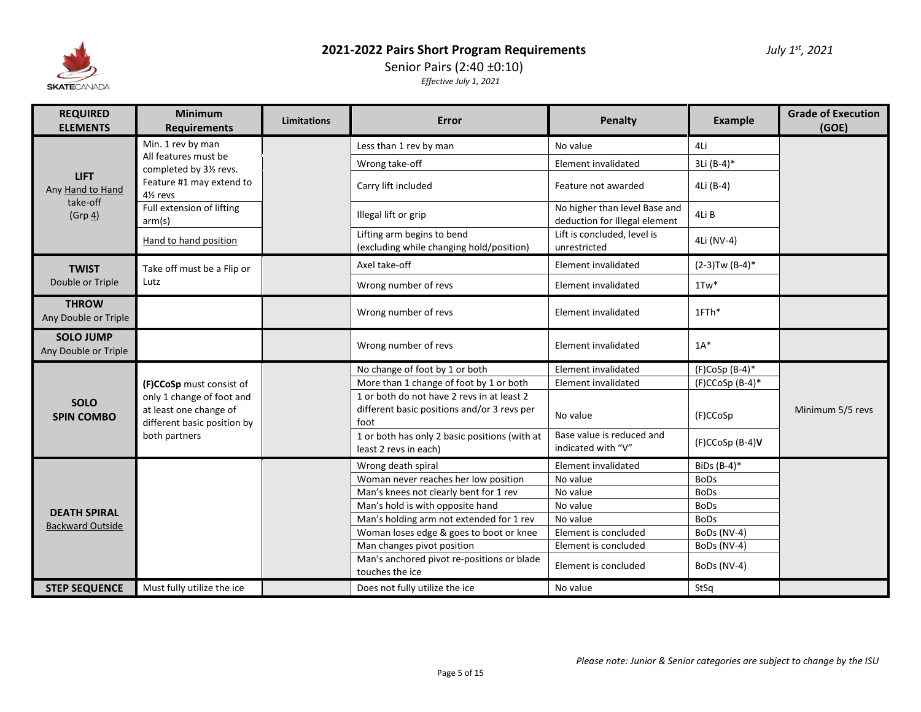# 2021-2022 Pairs Short Program Requirements

July 1st, 2021

Senior Pairs (2:40 ±0:10)

*Effective July 1, 2021*

| REQUIRED ELEMENTS | Minimum Requirements | Limitations | Error | Penalty | Example | Grade of Execution (GOE) |
|---|---|---|---|---|---|---|
| **LIFT** Any Hand to Hand take-off (Grp 4) | Min. 1 rev by man. All features must be completed by 3½ revs. Feature #1 may extend to 4½ revs | | Less than 1 rev by man | No value | 4Li | |
| | | | Wrong take-off | Element invalidated | 3Li (B-4)* | |
| | | | Carry lift included | Feature not awarded | 4Li (B-4) | |
| | Full extension of lifting arm(s) | | Illegal lift or grip | No higher than level Base and deduction for Illegal element | 4Li B | |
| | Hand to hand position | | Lifting arm begins to bend (excluding while changing hold/position) | Lift is concluded, level is unrestricted | 4Li (NV-4) | |
| **TWIST** Double or Triple | Take off must be a Flip or Lutz | | Axel take-off | Element invalidated | (2-3)Tw (B-4)* | |
| | | | Wrong number of revs | Element invalidated | 1Tw* | |
| **THROW** Any Double or Triple | | | Wrong number of revs | Element invalidated | 1FTh* | |
| **SOLO JUMP** Any Double or Triple | | | Wrong number of revs | Element invalidated | 1A* | |
| **SOLO SPIN COMBO** | **(F)CCoSp** must consist of only 1 change of foot and at least one change of different basic position by both partners | | No change of foot by 1 or both | Element invalidated | (F)CoSp (B-4)* | Minimum 5/5 revs |
| | | | More than 1 change of foot by 1 or both | Element invalidated | (F)CCoSp (B-4)* | |
| | | | 1 or both do not have 2 revs in at least 2 different basic positions and/or 3 revs per foot | No value | (F)CCoSp | |
| | | | 1 or both has only 2 basic positions (with at least 2 revs in each) | Base value is reduced and indicated with "V" | (F)CCoSp (B-4)**V** | |
| **DEATH SPIRAL** Backward Outside | | | Wrong death spiral | Element invalidated | BiDs (B-4)* | |
| | | | Woman never reaches her low position | No value | BoDs | |
| | | | Man's knees not clearly bent for 1 rev | No value | BoDs | |
| | | | Man's hold is with opposite hand | No value | BoDs | |
| | | | Man's holding arm not extended for 1 rev | No value | BoDs | |
| | | | Woman loses edge & goes to boot or knee | Element is concluded | BoDs (NV-4) | |
| | | | Man changes pivot position | Element is concluded | BoDs (NV-4) | |
| | | | Man's anchored pivot re-positions or blade touches the ice | Element is concluded | BoDs (NV-4) | |
| **STEP SEQUENCE** | Must fully utilize the ice | | Does not fully utilize the ice | No value | StSq | |

*Please note: Junior & Senior categories are subject to change by the ISU*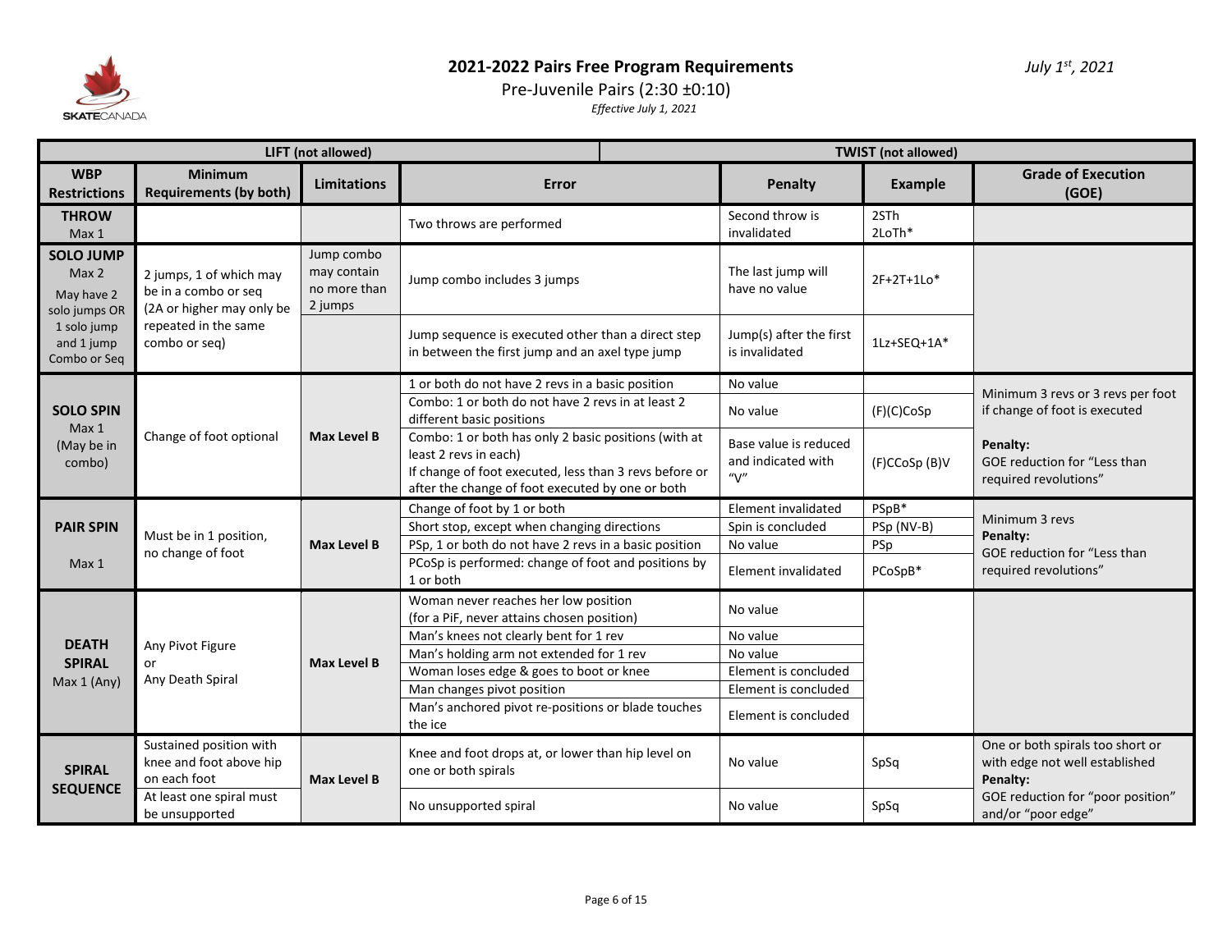# 2021-2022 Pairs Free Program Requirements

Pre-Juvenile Pairs (2:30 ±0:10)

*Effective July 1, 2021*

*July 1st, 2021*

| LIFT (not allowed) | | | TWIST (not allowed) | | | |
|---|---|---|---|---|---|---|
| **WBP Restrictions** | **Minimum Requirements (by both)** | **Limitations** | **Error** | **Penalty** | **Example** | **Grade of Execution (GOE)** |
| **THROW** Max 1 | | | Two throws are performed | Second throw is invalidated | 2STh 2LoTh* | |
| **SOLO JUMP** Max 2 May have 2 solo jumps OR 1 solo jump and 1 jump Combo or Seq | 2 jumps, 1 of which may be in a combo or seq (2A or higher may only be repeated in the same combo or seq) | Jump combo may contain no more than 2 jumps | Jump combo includes 3 jumps | The last jump will have no value | 2F+2T+1Lo* | |
| | | | Jump sequence is executed other than a direct step in between the first jump and an axel type jump | Jump(s) after the first is invalidated | 1Lz+SEQ+1A* | |
| **SOLO SPIN** Max 1 (May be in combo) | Change of foot optional | **Max Level B** | 1 or both do not have 2 revs in a basic position | No value | | Minimum 3 revs or 3 revs per foot if change of foot is executed **Penalty:** GOE reduction for "Less than required revolutions" |
| | | | Combo: 1 or both do not have 2 revs in at least 2 different basic positions | No value | (F)(C)CoSp | |
| | | | Combo: 1 or both has only 2 basic positions (with at least 2 revs in each) If change of foot executed, less than 3 revs before or after the change of foot executed by one or both | Base value is reduced and indicated with "V" | (F)CCoSp (B)V | |
| **PAIR SPIN** Max 1 | Must be in 1 position, no change of foot | **Max Level B** | Change of foot by 1 or both | Element invalidated | PSpB* | Minimum 3 revs **Penalty:** GOE reduction for "Less than required revolutions" |
| | | | Short stop, except when changing directions | Spin is concluded | PSp (NV-B) | |
| | | | PSp, 1 or both do not have 2 revs in a basic position | No value | PSp | |
| | | | PCoSp is performed: change of foot and positions by 1 or both | Element invalidated | PCoSpB* | |
| **DEATH SPIRAL** Max 1 (Any) | Any Pivot Figure or Any Death Spiral | **Max Level B** | Woman never reaches her low position (for a PiF, never attains chosen position) | No value | | |
| | | | Man's knees not clearly bent for 1 rev | No value | | |
| | | | Man's holding arm not extended for 1 rev | No value | | |
| | | | Woman loses edge & goes to boot or knee | Element is concluded | | |
| | | | Man changes pivot position | Element is concluded | | |
| | | | Man's anchored pivot re-positions or blade touches the ice | Element is concluded | | |
| **SPIRAL SEQUENCE** | Sustained position with knee and foot above hip on each foot | **Max Level B** | Knee and foot drops at, or lower than hip level on one or both spirals | No value | SpSq | One or both spirals too short or with edge not well established **Penalty:** GOE reduction for "poor position" and/or "poor edge" |
| | At least one spiral must be unsupported | | No unsupported spiral | No value | SpSq | |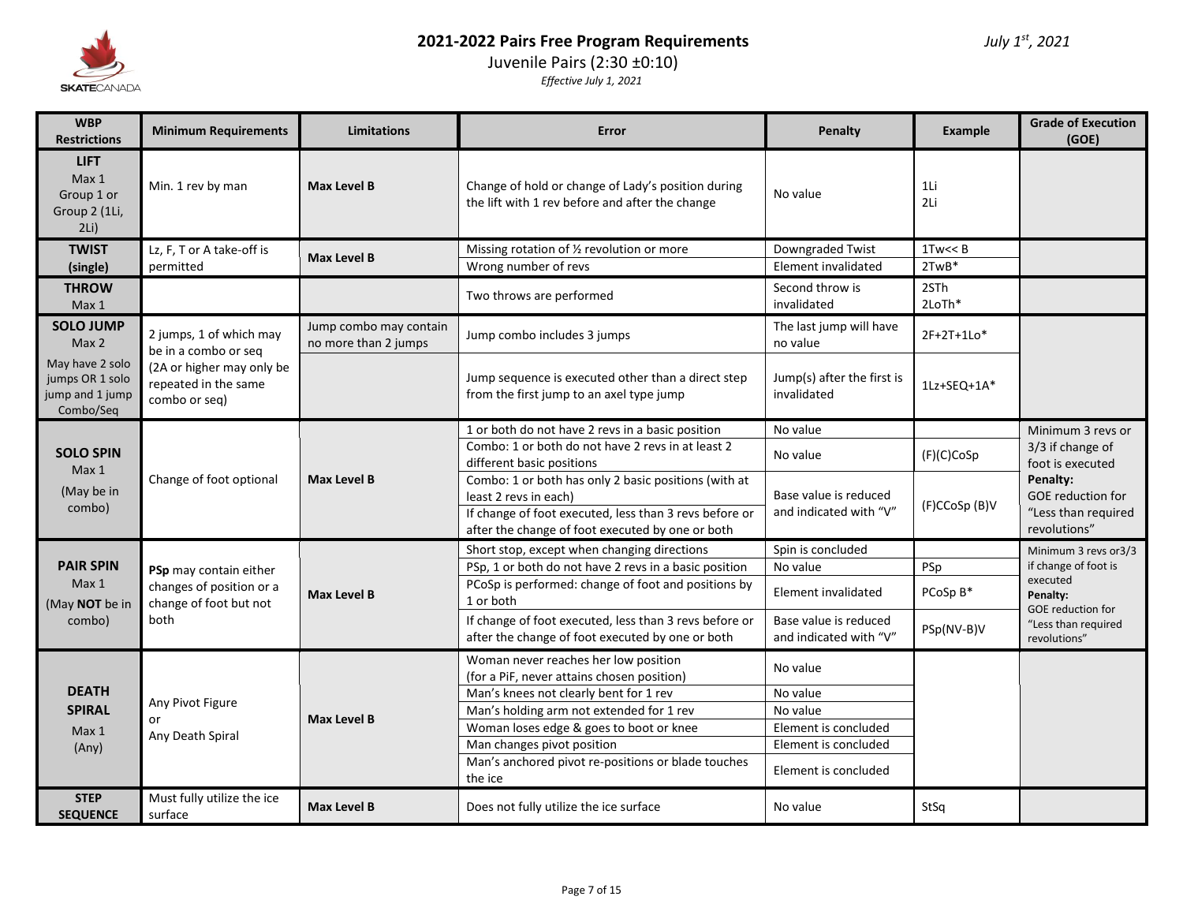# 2021-2022 Pairs Free Program Requirements

## Juvenile Pairs (2:30 ±0:10)

*Effective July 1, 2021*

*July 1st, 2021*

| WBP Restrictions | Minimum Requirements | Limitations | Error | Penalty | Example | Grade of Execution (GOE) |
|---|---|---|---|---|---|---|
| **LIFT** Max 1 Group 1 or Group 2 (1Li, 2Li) | Min. 1 rev by man | **Max Level B** | Change of hold or change of Lady's position during the lift with 1 rev before and after the change | No value | 1Li 2Li | |
| **TWIST (single)** | Lz, F, T or A take-off is permitted | **Max Level B** | Missing rotation of ½ revolution or more | Downgraded Twist | 1Tw<< B | |
| | | | Wrong number of revs | Element invalidated | 2TwB* | |
| **THROW** Max 1 | | | Two throws are performed | Second throw is invalidated | 2STh 2LoTh* | |
| **SOLO JUMP** Max 2 May have 2 solo jumps OR 1 solo jump and 1 jump Combo/Seq | 2 jumps, 1 of which may be in a combo or seq (2A or higher may only be repeated in the same combo or seq) | Jump combo may contain no more than 2 jumps | Jump combo includes 3 jumps | The last jump will have no value | 2F+2T+1Lo* | |
| | | | Jump sequence is executed other than a direct step from the first jump to an axel type jump | Jump(s) after the first is invalidated | 1Lz+SEQ+1A* | |
| **SOLO SPIN** Max 1 (May be in combo) | Change of foot optional | **Max Level B** | 1 or both do not have 2 revs in a basic position | No value | | Minimum 3 revs or 3/3 if change of foot is executed **Penalty:** GOE reduction for "Less than required revolutions" |
| | | | Combo: 1 or both do not have 2 revs in at least 2 different basic positions | No value | (F)(C)CoSp | |
| | | | Combo: 1 or both has only 2 basic positions (with at least 2 revs in each) | Base value is reduced and indicated with "V" | (F)CCoSp (B)V | |
| | | | If change of foot executed, less than 3 revs before or after the change of foot executed by one or both | | | |
| **PAIR SPIN** Max 1 (May **NOT** be in combo) | **PSp** may contain either changes of position or a change of foot but not both | **Max Level B** | Short stop, except when changing directions | Spin is concluded | | Minimum 3 revs or3/3 if change of foot is executed **Penalty:** GOE reduction for "Less than required revolutions" |
| | | | PSp, 1 or both do not have 2 revs in a basic position | No value | PSp | |
| | | | PCoSp is performed: change of foot and positions by 1 or both | Element invalidated | PCoSp B* | |
| | | | If change of foot executed, less than 3 revs before or after the change of foot executed by one or both | Base value is reduced and indicated with "V" | PSp(NV-B)V | |
| **DEATH SPIRAL** Max 1 (Any) | Any Pivot Figure or Any Death Spiral | **Max Level B** | Woman never reaches her low position (for a PiF, never attains chosen position) | No value | | |
| | | | Man's knees not clearly bent for 1 rev | No value | | |
| | | | Man's holding arm not extended for 1 rev | No value | | |
| | | | Woman loses edge & goes to boot or knee | Element is concluded | | |
| | | | Man changes pivot position | Element is concluded | | |
| | | | Man's anchored pivot re-positions or blade touches the ice | Element is concluded | | |
| **STEP SEQUENCE** | Must fully utilize the ice surface | **Max Level B** | Does not fully utilize the ice surface | No value | StSq | |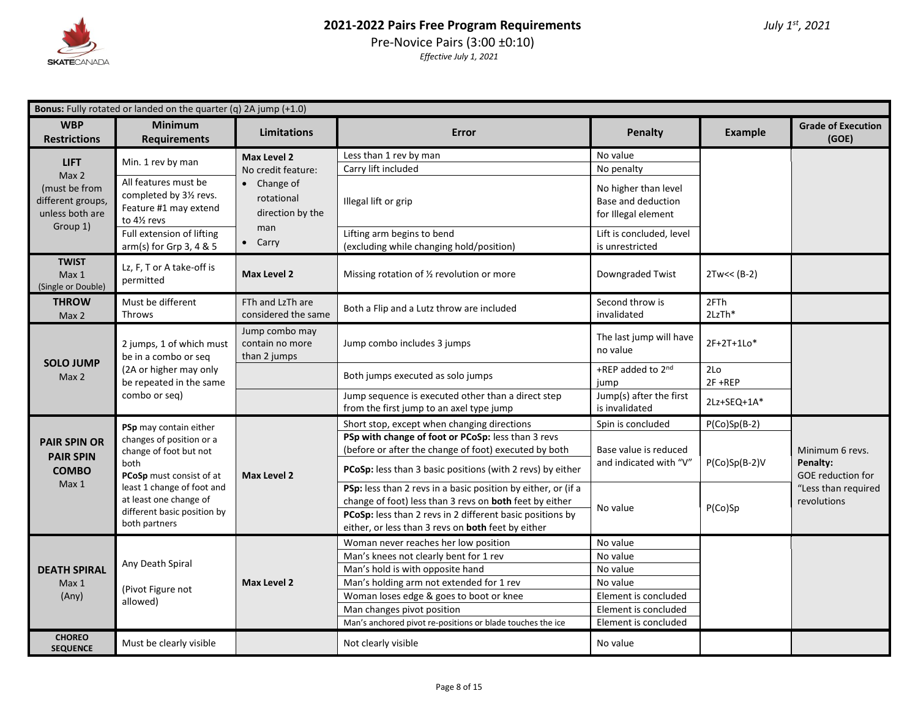# 2021-2022 Pairs Free Program Requirements

Pre-Novice Pairs (3:00 ±0:10)

*Effective July 1, 2021*

*July 1st, 2021*

**Bonus:** Fully rotated or landed on the quarter (q) 2A jump (+1.0)

| WBP Restrictions | Minimum Requirements | Limitations | Error | Penalty | Example | Grade of Execution (GOE) |
|---|---|---|---|---|---|---|
| **LIFT** Max 2 (must be from different groups, unless both are Group 1) | Min. 1 rev by man | **Max Level 2** No credit feature: • Change of rotational direction by the man • Carry | Less than 1 rev by man | No value | | |
| | | | Carry lift included | No penalty | | |
| | All features must be completed by 3½ revs. Feature #1 may extend to 4½ revs | | Illegal lift or grip | No higher than level Base and deduction for Illegal element | | |
| | Full extension of lifting arm(s) for Grp 3, 4 & 5 | | Lifting arm begins to bend (excluding while changing hold/position) | Lift is concluded, level is unrestricted | | |
| **TWIST** Max 1 (Single or Double) | Lz, F, T or A take-off is permitted | **Max Level 2** | Missing rotation of ½ revolution or more | Downgraded Twist | 2Tw<< (B-2) | |
| **THROW** Max 2 | Must be different Throws | FTh and LzTh are considered the same | Both a Flip and a Lutz throw are included | Second throw is invalidated | 2FTh 2LzTh* | |
| **SOLO JUMP** Max 2 | 2 jumps, 1 of which must be in a combo or seq (2A or higher may only be repeated in the same combo or seq) | Jump combo may contain no more than 2 jumps | Jump combo includes 3 jumps | The last jump will have no value | 2F+2T+1Lo* | |
| | | | Both jumps executed as solo jumps | +REP added to 2nd jump | 2Lo 2F +REP | |
| | | | Jump sequence is executed other than a direct step from the first jump to an axel type jump | Jump(s) after the first is invalidated | 2Lz+SEQ+1A* | |
| **PAIR SPIN OR PAIR SPIN COMBO** Max 1 | **PSp** may contain either changes of position or a change of foot but not both **PCoSp** must consist of at least 1 change of foot and at least one change of different basic position by both partners | **Max Level 2** | Short stop, except when changing directions | Spin is concluded | P(Co)Sp(B-2) | Minimum 6 revs. **Penalty:** GOE reduction for "Less than required revolutions |
| | | | **PSp with change of foot or PCoSp:** less than 3 revs (before or after the change of foot) executed by both | Base value is reduced and indicated with "V" | P(Co)Sp(B-2)V | |
| | | | **PCoSp:** less than 3 basic positions (with 2 revs) by either | | | |
| | | | **PSp:** less than 2 revs in a basic position by either, or (if a change of foot) less than 3 revs on **both** feet by either | No value | P(Co)Sp | |
| | | | **PCoSp:** less than 2 revs in 2 different basic positions by either, or less than 3 revs on **both** feet by either | | | |
| **DEATH SPIRAL** Max 1 (Any) | Any Death Spiral (Pivot Figure not allowed) | **Max Level 2** | Woman never reaches her low position | No value | | |
| | | | Man's knees not clearly bent for 1 rev | No value | | |
| | | | Man's hold is with opposite hand | No value | | |
| | | | Man's holding arm not extended for 1 rev | No value | | |
| | | | Woman loses edge & goes to boot or knee | Element is concluded | | |
| | | | Man changes pivot position | Element is concluded | | |
| | | | Man's anchored pivot re-positions or blade touches the ice | Element is concluded | | |
| **CHOREO SEQUENCE** | Must be clearly visible | | Not clearly visible | No value | | |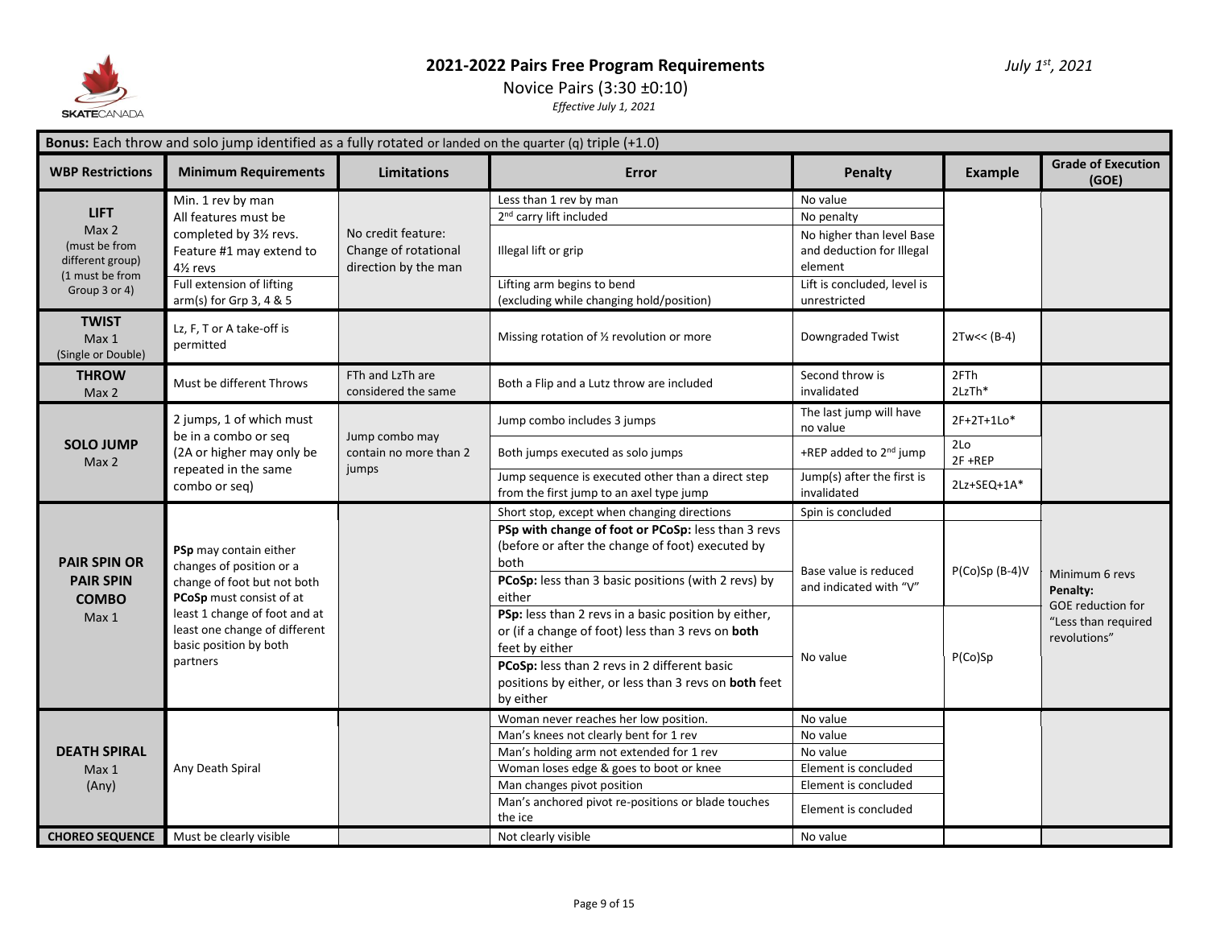# 2021-2022 Pairs Free Program Requirements

Novice Pairs (3:30 ±0:10)

*Effective July 1, 2021*

*July 1st, 2021*

**Bonus:** Each throw and solo jump identified as a fully rotated or landed on the quarter (q) triple (+1.0)

| WBP Restrictions | Minimum Requirements | Limitations | Error | Penalty | Example | Grade of Execution (GOE) |
|---|---|---|---|---|---|---|
| **LIFT** Max 2 (must be from different group) (1 must be from Group 3 or 4) | Min. 1 rev by man | No credit feature: Change of rotational direction by the man | Less than 1 rev by man | No value | | |
| | All features must be completed by 3½ revs. Feature #1 may extend to 4½ revs | | 2nd carry lift included | No penalty | | |
| | | | Illegal lift or grip | No higher than level Base and deduction for Illegal element | | |
| | Full extension of lifting arm(s) for Grp 3, 4 & 5 | | Lifting arm begins to bend (excluding while changing hold/position) | Lift is concluded, level is unrestricted | | |
| **TWIST** Max 1 (Single or Double) | Lz, F, T or A take-off is permitted | | Missing rotation of ½ revolution or more | Downgraded Twist | 2Tw<< (B-4) | |
| **THROW** Max 2 | Must be different Throws | FTh and LzTh are considered the same | Both a Flip and a Lutz throw are included | Second throw is invalidated | 2FTh 2LzTh* | |
| **SOLO JUMP** Max 2 | 2 jumps, 1 of which must be in a combo or seq (2A or higher may only be repeated in the same combo or seq) | Jump combo may contain no more than 2 jumps | Jump combo includes 3 jumps | The last jump will have no value | 2F+2T+1Lo* | |
| | | | Both jumps executed as solo jumps | +REP added to 2nd jump | 2Lo 2F +REP | |
| | | | Jump sequence is executed other than a direct step from the first jump to an axel type jump | Jump(s) after the first is invalidated | 2Lz+SEQ+1A* | |
| **PAIR SPIN OR PAIR SPIN COMBO** Max 1 | **PSp** may contain either changes of position or a change of foot but not both **PCoSp** must consist of at least 1 change of foot and at least one change of different basic position by both partners | | Short stop, except when changing directions | Spin is concluded | | Minimum 6 revs **Penalty:** GOE reduction for "Less than required revolutions" |
| | | | **PSp with change of foot or PCoSp:** less than 3 revs (before or after the change of foot) executed by both | Base value is reduced and indicated with "V" | P(Co)Sp (B-4)V | |
| | | | **PCoSp:** less than 3 basic positions (with 2 revs) by either | | | |
| | | | **PSp:** less than 2 revs in a basic position by either, or (if a change of foot) less than 3 revs on **both** feet by either | No value | P(Co)Sp | |
| | | | **PCoSp:** less than 2 revs in 2 different basic positions by either, or less than 3 revs on **both** feet by either | | | |
| **DEATH SPIRAL** Max 1 (Any) | Any Death Spiral | | Woman never reaches her low position. | No value | | |
| | | | Man's knees not clearly bent for 1 rev | No value | | |
| | | | Man's holding arm not extended for 1 rev | No value | | |
| | | | Woman loses edge & goes to boot or knee | Element is concluded | | |
| | | | Man changes pivot position | Element is concluded | | |
| | | | Man's anchored pivot re-positions or blade touches the ice | Element is concluded | | |
| **CHOREO SEQUENCE** | Must be clearly visible | | Not clearly visible | No value | | |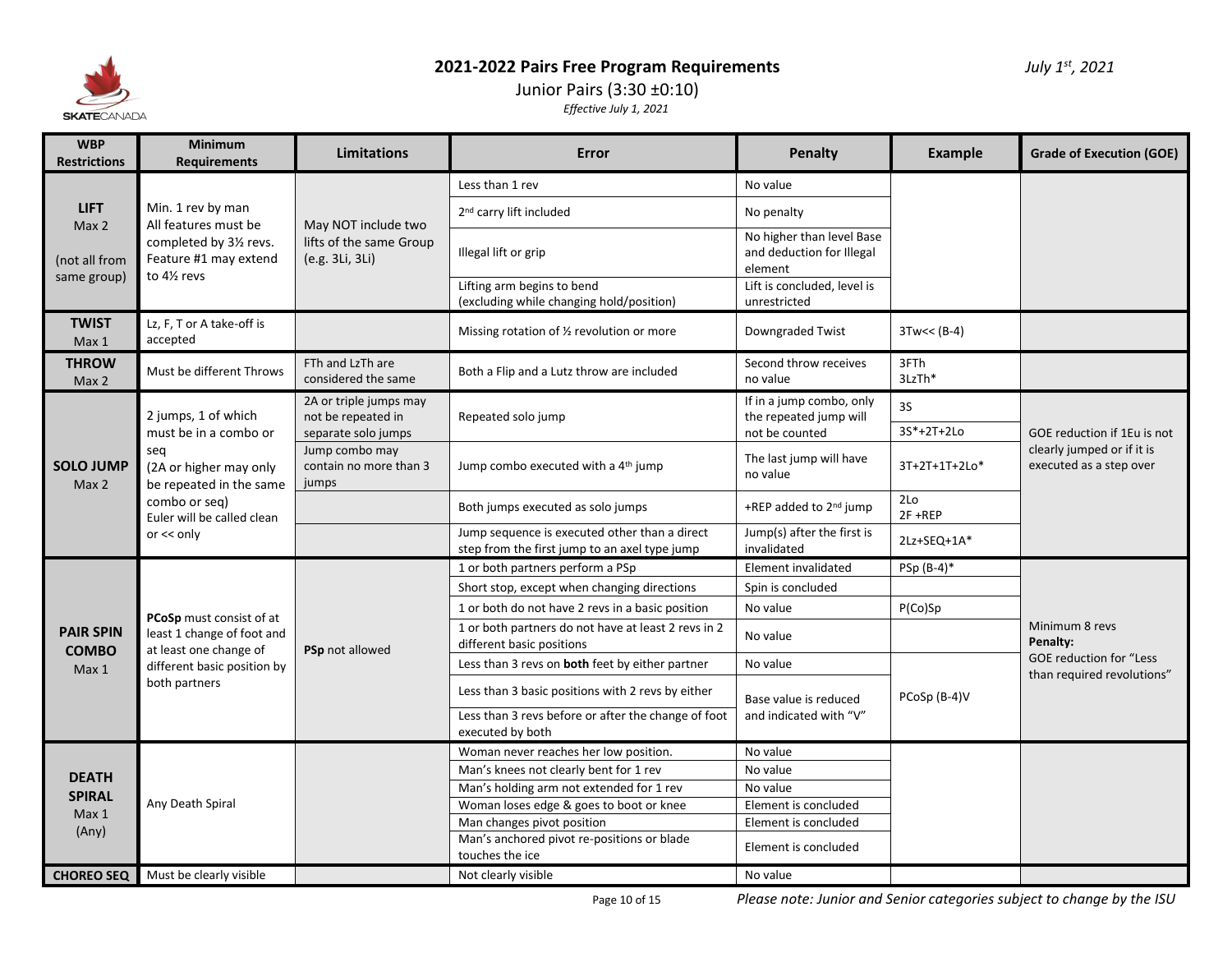# 2021-2022 Pairs Free Program Requirements

Junior Pairs (3:30 ±0:10)

*Effective July 1, 2021*

*July 1st, 2021*

| WBP Restrictions | Minimum Requirements | Limitations | Error | Penalty | Example | Grade of Execution (GOE) |
|---|---|---|---|---|---|---|
| **LIFT** Max 2 (not all from same group) | Min. 1 rev by man<br>All features must be completed by 3½ revs. Feature #1 may extend to 4½ revs | May NOT include two lifts of the same Group (e.g. 3Li, 3Li) | Less than 1 rev | No value | | |
| | | | 2nd carry lift included | No penalty | | |
| | | | Illegal lift or grip | No higher than level Base and deduction for Illegal element | | |
| | | | Lifting arm begins to bend (excluding while changing hold/position) | Lift is concluded, level is unrestricted | | |
| **TWIST** Max 1 | Lz, F, T or A take-off is accepted | | Missing rotation of ½ revolution or more | Downgraded Twist | 3Tw<< (B-4) | |
| **THROW** Max 2 | Must be different Throws | FTh and LzTh are considered the same | Both a Flip and a Lutz throw are included | Second throw receives no value | 3FTh<br>3LzTh* | |
| **SOLO JUMP** Max 2 | 2 jumps, 1 of which must be in a combo or seq<br>(2A or higher may only be repeated in the same combo or seq)<br>Euler will be called clean or << only | 2A or triple jumps may not be repeated in separate solo jumps | Repeated solo jump | If in a jump combo, only the repeated jump will not be counted | 3S<br>3S*+2T+2Lo | GOE reduction if 1Eu is not clearly jumped or if it is executed as a step over |
| | | Jump combo may contain no more than 3 jumps | Jump combo executed with a 4th jump | The last jump will have no value | 3T+2T+1T+2Lo* | |
| | | | Both jumps executed as solo jumps | +REP added to 2nd jump | 2Lo<br>2F +REP | |
| | | | Jump sequence is executed other than a direct step from the first jump to an axel type jump | Jump(s) after the first is invalidated | 2Lz+SEQ+1A* | |
| **PAIR SPIN COMBO** Max 1 | **PCoSp** must consist of at least 1 change of foot and at least one change of different basic position by both partners | **PSp** not allowed | 1 or both partners perform a PSp | Element invalidated | PSp (B-4)* | Minimum 8 revs<br>**Penalty:**<br>GOE reduction for "Less than required revolutions" |
| | | | Short stop, except when changing directions | Spin is concluded | | |
| | | | 1 or both do not have 2 revs in a basic position | No value | P(Co)Sp | |
| | | | 1 or both partners do not have at least 2 revs in 2 different basic positions | No value | | |
| | | | Less than 3 revs on **both** feet by either partner | No value | PCoSp (B-4)V | |
| | | | Less than 3 basic positions with 2 revs by either | Base value is reduced and indicated with "V" | | |
| | | | Less than 3 revs before or after the change of foot executed by both | | | |
| **DEATH SPIRAL** Max 1 (Any) | Any Death Spiral | | Woman never reaches her low position. | No value | | |
| | | | Man's knees not clearly bent for 1 rev | No value | | |
| | | | Man's holding arm not extended for 1 rev | No value | | |
| | | | Woman loses edge & goes to boot or knee | Element is concluded | | |
| | | | Man changes pivot position | Element is concluded | | |
| | | | Man's anchored pivot re-positions or blade touches the ice | Element is concluded | | |
| **CHOREO SEQ** | Must be clearly visible | | Not clearly visible | No value | | |

*Please note: Junior and Senior categories subject to change by the ISU*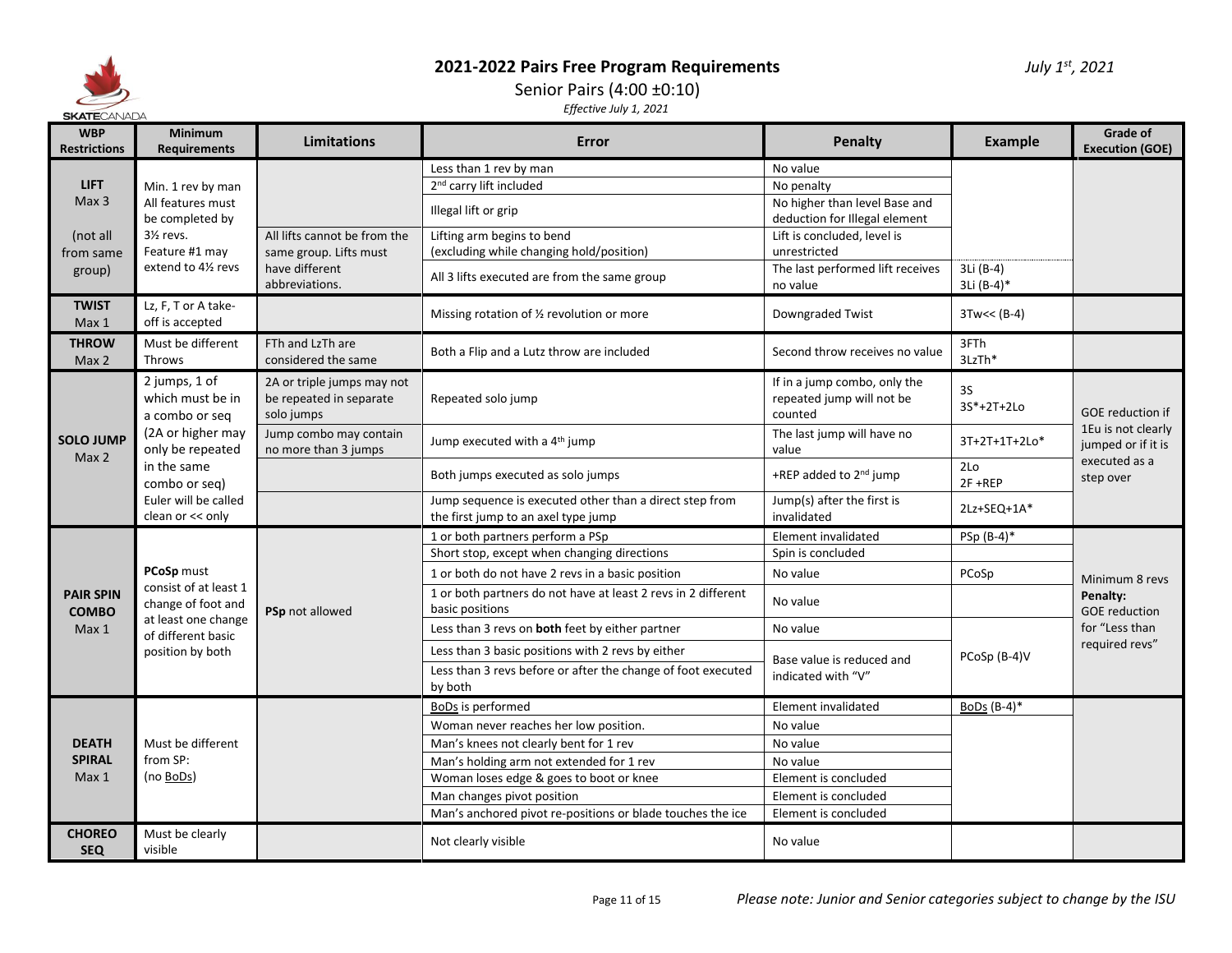# 2021-2022 Pairs Free Program Requirements

Senior Pairs (4:00 ±0:10)

*Effective July 1, 2021*

*July 1st, 2021*

| WBP Restrictions | Minimum Requirements | Limitations | Error | Penalty | Example | Grade of Execution (GOE) |
|---|---|---|---|---|---|---|
| **LIFT** Max 3 (not all from same group) | Min. 1 rev by man All features must be completed by 3½ revs. Feature #1 may extend to 4½ revs | All lifts cannot be from the same group. Lifts must have different abbreviations. | Less than 1 rev by man | No value | | |
| | | | 2nd carry lift included | No penalty | | |
| | | | Illegal lift or grip | No higher than level Base and deduction for Illegal element | | |
| | | | Lifting arm begins to bend (excluding while changing hold/position) | Lift is concluded, level is unrestricted | | |
| | | | All 3 lifts executed are from the same group | The last performed lift receives no value | 3Li (B-4) 3Li (B-4)* | |
| **TWIST** Max 1 | Lz, F, T or A take-off is accepted | | Missing rotation of ½ revolution or more | Downgraded Twist | 3Tw<< (B-4) | |
| **THROW** Max 2 | Must be different Throws | FTh and LzTh are considered the same | Both a Flip and a Lutz throw are included | Second throw receives no value | 3FTh 3LzTh* | |
| **SOLO JUMP** Max 2 | 2 jumps, 1 of which must be in a combo or seq (2A or higher may only be repeated in the same combo or seq) Euler will be called clean or << only | 2A or triple jumps may not be repeated in separate solo jumps | Repeated solo jump | If in a jump combo, only the repeated jump will not be counted | 3S 3S*+2T+2Lo | GOE reduction if 1Eu is not clearly jumped or if it is executed as a step over |
| | | Jump combo may contain no more than 3 jumps | Jump executed with a 4th jump | The last jump will have no value | 3T+2T+1T+2Lo* | |
| | | | Both jumps executed as solo jumps | +REP added to 2nd jump | 2Lo 2F +REP | |
| | | | Jump sequence is executed other than a direct step from the first jump to an axel type jump | Jump(s) after the first is invalidated | 2Lz+SEQ+1A* | |
| **PAIR SPIN COMBO** Max 1 | **PCoSp** must consist of at least 1 change of foot and at least one change of different basic position by both | **PSp** not allowed | 1 or both partners perform a PSp | Element invalidated | PSp (B-4)* | Minimum 8 revs **Penalty:** GOE reduction for "Less than required revs" |
| | | | Short stop, except when changing directions | Spin is concluded | | |
| | | | 1 or both do not have 2 revs in a basic position | No value | PCoSp | |
| | | | 1 or both partners do not have at least 2 revs in 2 different basic positions | No value | | |
| | | | Less than 3 revs on **both** feet by either partner | No value | | |
| | | | Less than 3 basic positions with 2 revs by either | Base value is reduced and indicated with "V" | PCoSp (B-4)V | |
| | | | Less than 3 revs before or after the change of foot executed by both | | | |
| **DEATH SPIRAL** Max 1 | Must be different from SP: (no BoDs) | | BoDs is performed | Element invalidated | BoDs (B-4)* | |
| | | | Woman never reaches her low position. | No value | | |
| | | | Man's knees not clearly bent for 1 rev | No value | | |
| | | | Man's holding arm not extended for 1 rev | No value | | |
| | | | Woman loses edge & goes to boot or knee | Element is concluded | | |
| | | | Man changes pivot position | Element is concluded | | |
| | | | Man's anchored pivot re-positions or blade touches the ice | Element is concluded | | |
| **CHOREO SEQ** | Must be clearly visible | | Not clearly visible | No value | | |

*Please note: Junior and Senior categories subject to change by the ISU*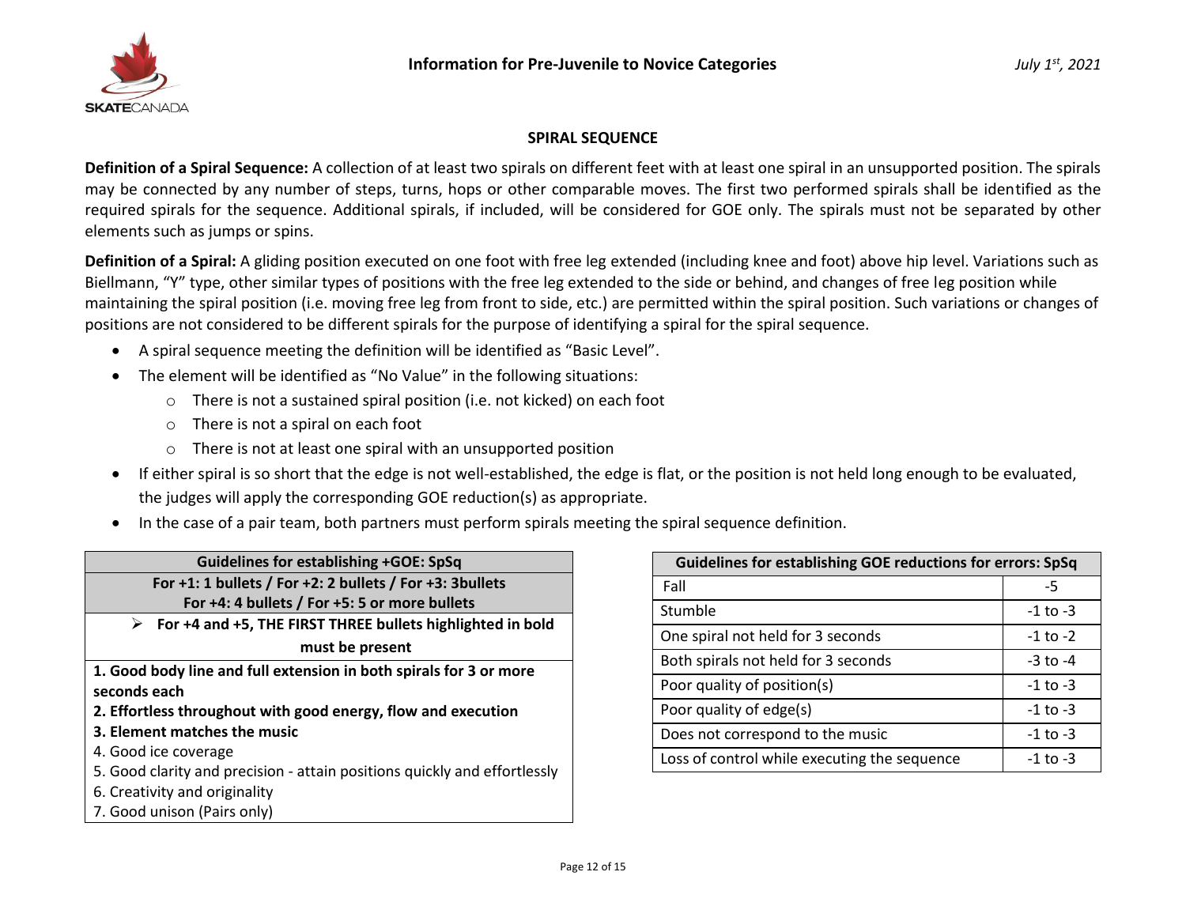## SPIRAL SEQUENCE

**Definition of a Spiral Sequence:** A collection of at least two spirals on different feet with at least one spiral in an unsupported position. The spirals may be connected by any number of steps, turns, hops or other comparable moves. The first two performed spirals shall be identified as the required spirals for the sequence. Additional spirals, if included, will be considered for GOE only. The spirals must not be separated by other elements such as jumps or spins.

**Definition of a Spiral:** A gliding position executed on one foot with free leg extended (including knee and foot) above hip level. Variations such as Biellmann, "Y" type, other similar types of positions with the free leg extended to the side or behind, and changes of free leg position while maintaining the spiral position (i.e. moving free leg from front to side, etc.) are permitted within the spiral position. Such variations or changes of positions are not considered to be different spirals for the purpose of identifying a spiral for the spiral sequence.

- A spiral sequence meeting the definition will be identified as "Basic Level".
- The element will be identified as "No Value" in the following situations:
  - There is not a sustained spiral position (i.e. not kicked) on each foot
  - There is not a spiral on each foot
  - There is not at least one spiral with an unsupported position
- If either spiral is so short that the edge is not well-established, the edge is flat, or the position is not held long enough to be evaluated, the judges will apply the corresponding GOE reduction(s) as appropriate.
- In the case of a pair team, both partners must perform spirals meeting the spiral sequence definition.

| Guidelines for establishing +GOE: SpSq |
|---|
| **For +1: 1 bullets / For +2: 2 bullets / For +3: 3bullets For +4: 4 bullets / For +5: 5 or more bullets** |
| ➢ **For +4 and +5, THE FIRST THREE bullets highlighted in bold must be present** |
| **1. Good body line and full extension in both spirals for 3 or more seconds each** |
| **2. Effortless throughout with good energy, flow and execution** |
| **3. Element matches the music** |
| 4. Good ice coverage |
| 5. Good clarity and precision - attain positions quickly and effortlessly |
| 6. Creativity and originality |
| 7. Good unison (Pairs only) |

| Guidelines for establishing GOE reductions for errors: SpSq | |
|---|---|
| Fall | -5 |
| Stumble | -1 to -3 |
| One spiral not held for 3 seconds | -1 to -2 |
| Both spirals not held for 3 seconds | -3 to -4 |
| Poor quality of position(s) | -1 to -3 |
| Poor quality of edge(s) | -1 to -3 |
| Does not correspond to the music | -1 to -3 |
| Loss of control while executing the sequence | -1 to -3 |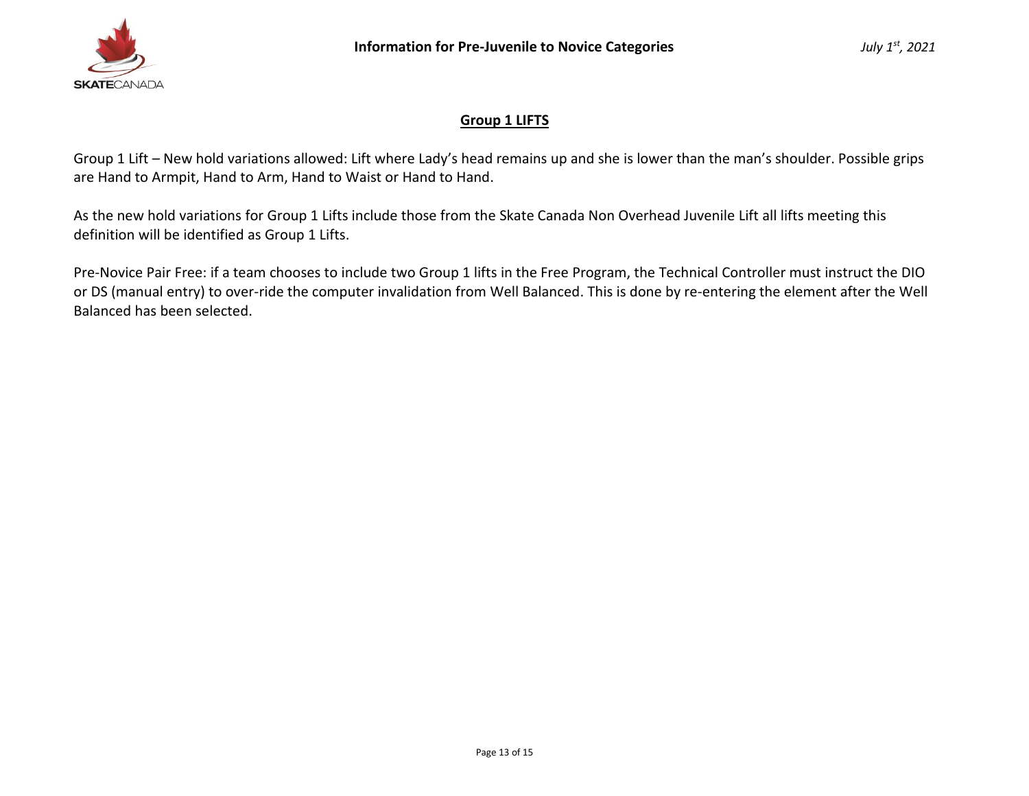## Group 1 LIFTS

Group 1 Lift – New hold variations allowed: Lift where Lady's head remains up and she is lower than the man's shoulder. Possible grips are Hand to Armpit, Hand to Arm, Hand to Waist or Hand to Hand.

As the new hold variations for Group 1 Lifts include those from the Skate Canada Non Overhead Juvenile Lift all lifts meeting this definition will be identified as Group 1 Lifts.

Pre-Novice Pair Free: if a team chooses to include two Group 1 lifts in the Free Program, the Technical Controller must instruct the DIO or DS (manual entry) to over-ride the computer invalidation from Well Balanced. This is done by re-entering the element after the Well Balanced has been selected.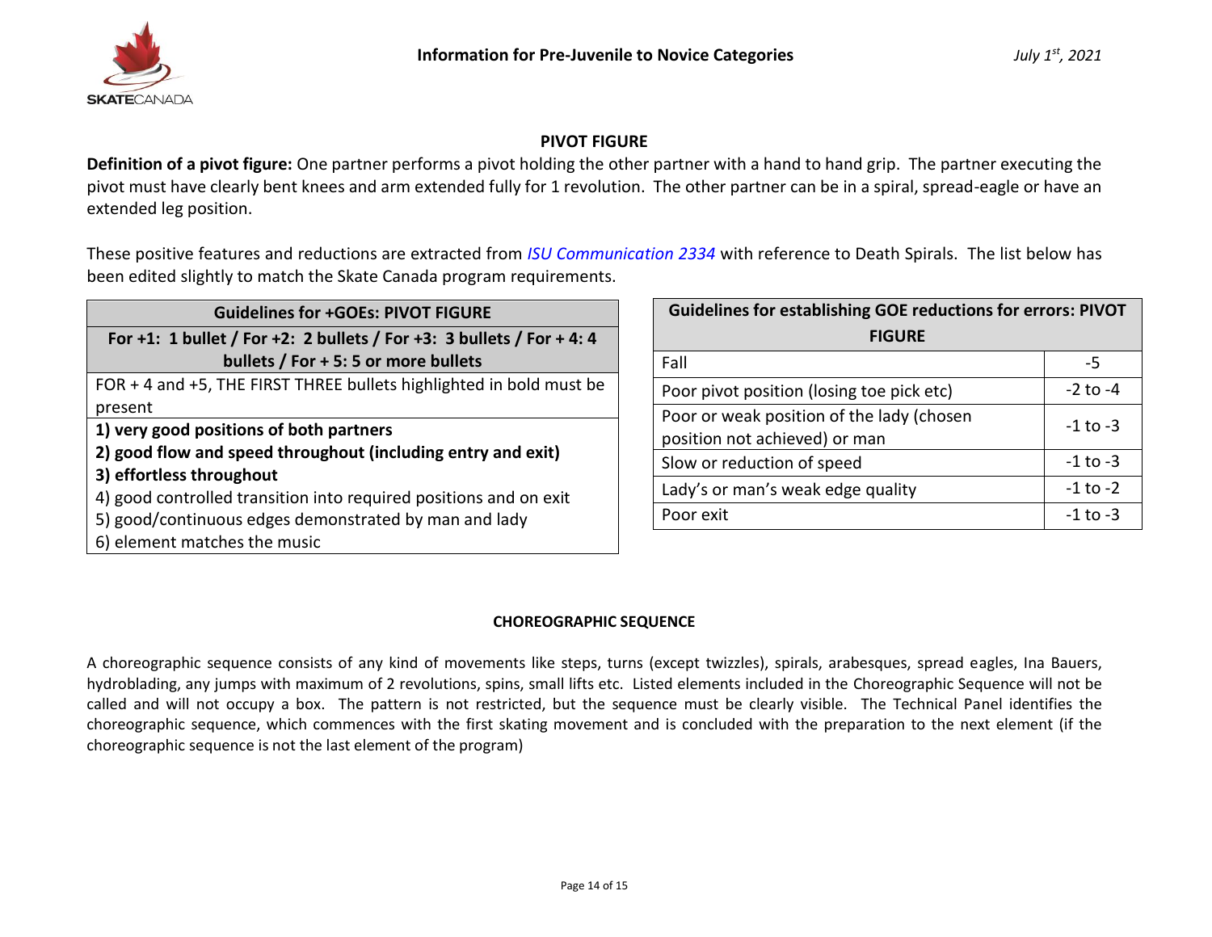## PIVOT FIGURE

**Definition of a pivot figure:** One partner performs a pivot holding the other partner with a hand to hand grip. The partner executing the pivot must have clearly bent knees and arm extended fully for 1 revolution. The other partner can be in a spiral, spread-eagle or have an extended leg position.

These positive features and reductions are extracted from *ISU Communication 2334* with reference to Death Spirals. The list below has been edited slightly to match the Skate Canada program requirements.

| Guidelines for +GOEs: PIVOT FIGURE |
|---|
| **For +1: 1 bullet / For +2: 2 bullets / For +3: 3 bullets / For + 4: 4 bullets / For + 5: 5 or more bullets** |
| FOR + 4 and +5, THE FIRST THREE bullets highlighted in bold must be present |
| **1) very good positions of both partners**<br>**2) good flow and speed throughout (including entry and exit)**<br>**3) effortless throughout**<br>4) good controlled transition into required positions and on exit<br>5) good/continuous edges demonstrated by man and lady<br>6) element matches the music |

| Guidelines for establishing GOE reductions for errors: PIVOT FIGURE | |
|---|---|
| Fall | -5 |
| Poor pivot position (losing toe pick etc) | -2 to -4 |
| Poor or weak position of the lady (chosen position not achieved) or man | -1 to -3 |
| Slow or reduction of speed | -1 to -3 |
| Lady's or man's weak edge quality | -1 to -2 |
| Poor exit | -1 to -3 |

## CHOREOGRAPHIC SEQUENCE

A choreographic sequence consists of any kind of movements like steps, turns (except twizzles), spirals, arabesques, spread eagles, Ina Bauers, hydroblading, any jumps with maximum of 2 revolutions, spins, small lifts etc. Listed elements included in the Choreographic Sequence will not be called and will not occupy a box. The pattern is not restricted, but the sequence must be clearly visible. The Technical Panel identifies the choreographic sequence, which commences with the first skating movement and is concluded with the preparation to the next element (if the choreographic sequence is not the last element of the program)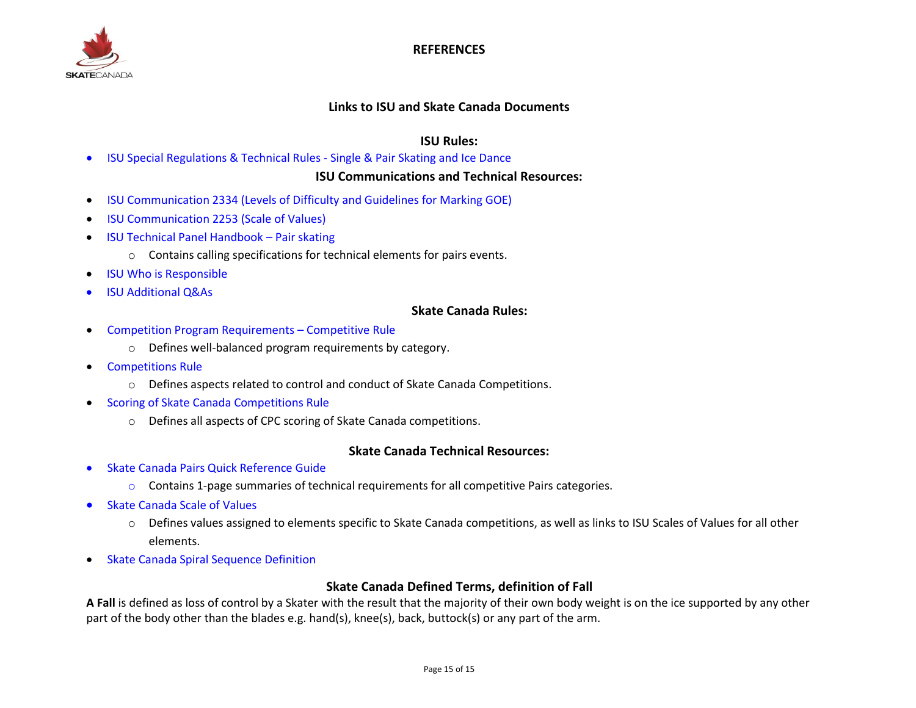# REFERENCES

## Links to ISU and Skate Canada Documents

### ISU Rules:

- ISU Special Regulations & Technical Rules - Single & Pair Skating and Ice Dance

### ISU Communications and Technical Resources:

- ISU Communication 2334 (Levels of Difficulty and Guidelines for Marking GOE)
- ISU Communication 2253 (Scale of Values)
- ISU Technical Panel Handbook – Pair skating
  - Contains calling specifications for technical elements for pairs events.
- ISU Who is Responsible
- ISU Additional Q&As

### Skate Canada Rules:

- Competition Program Requirements – Competitive Rule
  - Defines well-balanced program requirements by category.
- Competitions Rule
  - Defines aspects related to control and conduct of Skate Canada Competitions.
- Scoring of Skate Canada Competitions Rule
  - Defines all aspects of CPC scoring of Skate Canada competitions.

### Skate Canada Technical Resources:

- Skate Canada Pairs Quick Reference Guide
  - Contains 1-page summaries of technical requirements for all competitive Pairs categories.
- Skate Canada Scale of Values
  - Defines values assigned to elements specific to Skate Canada competitions, as well as links to ISU Scales of Values for all other elements.
- Skate Canada Spiral Sequence Definition

### Skate Canada Defined Terms, definition of Fall

**A Fall** is defined as loss of control by a Skater with the result that the majority of their own body weight is on the ice supported by any other part of the body other than the blades e.g. hand(s), knee(s), back, buttock(s) or any part of the arm.